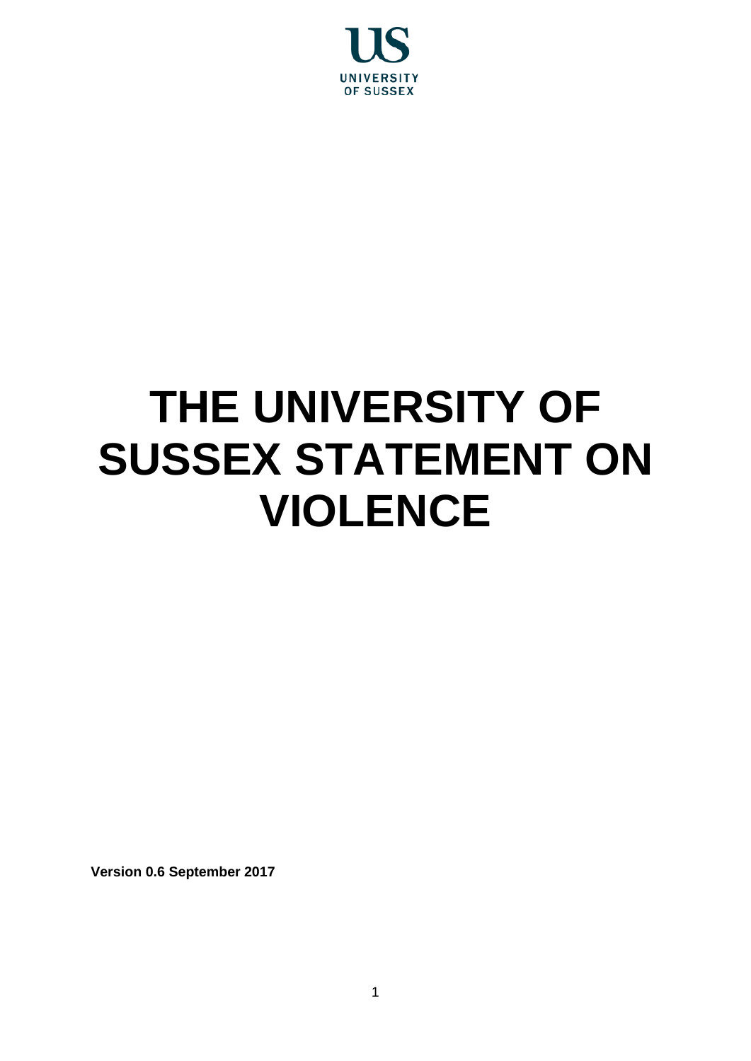UNIVERSITY OF SUSSEX

# THE UNIVERSITY OF SUSSEX STATEMENT ON VIOLENCE

**Version 0.6 September 2017**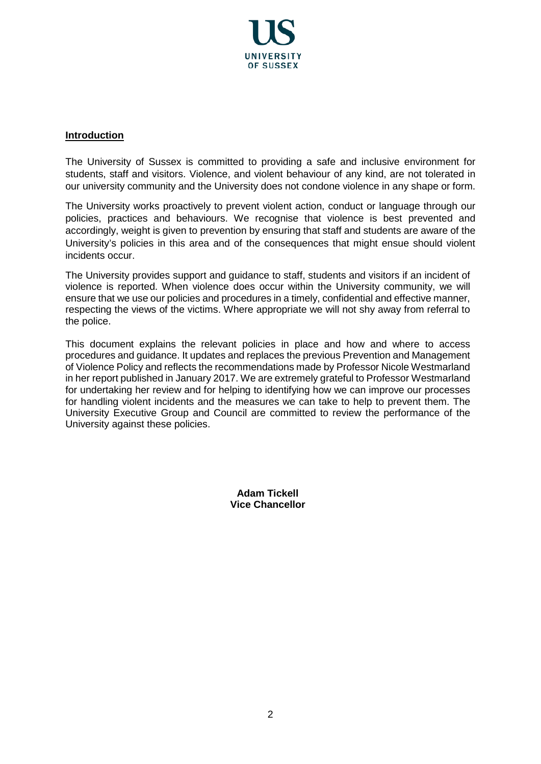## Introduction

The University of Sussex is committed to providing a safe and inclusive environment for students, staff and visitors. Violence, and violent behaviour of any kind, are not tolerated in our university community and the University does not condone violence in any shape or form.

The University works proactively to prevent violent action, conduct or language through our policies, practices and behaviours. We recognise that violence is best prevented and accordingly, weight is given to prevention by ensuring that staff and students are aware of the University's policies in this area and of the consequences that might ensue should violent incidents occur.

The University provides support and guidance to staff, students and visitors if an incident of violence is reported. When violence does occur within the University community, we will ensure that we use our policies and procedures in a timely, confidential and effective manner, respecting the views of the victims. Where appropriate we will not shy away from referral to the police.

This document explains the relevant policies in place and how and where to access procedures and guidance. It updates and replaces the previous Prevention and Management of Violence Policy and reflects the recommendations made by Professor Nicole Westmarland in her report published in January 2017. We are extremely grateful to Professor Westmarland for undertaking her review and for helping to identifying how we can improve our processes for handling violent incidents and the measures we can take to help to prevent them. The University Executive Group and Council are committed to review the performance of the University against these policies.

**Adam Tickell**
**Vice Chancellor**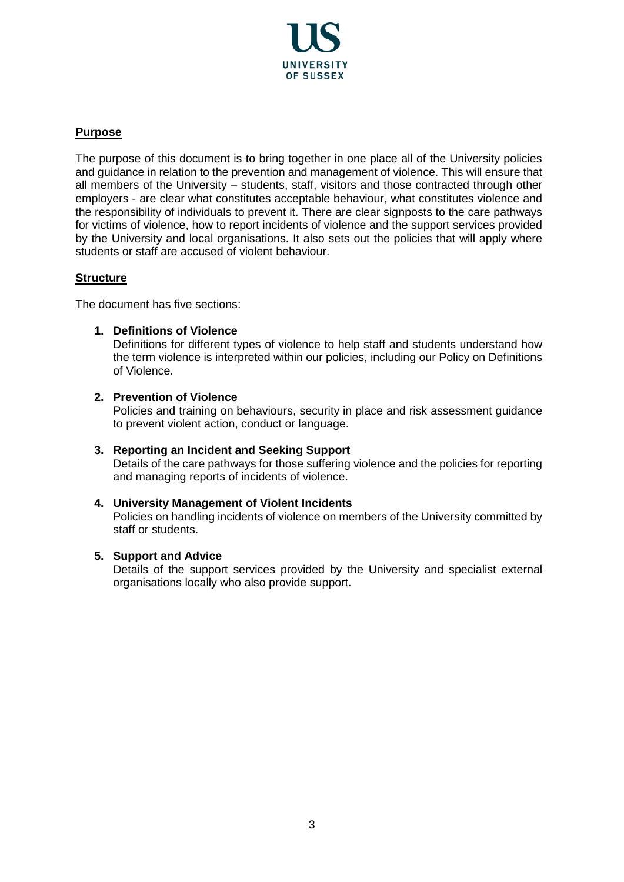## Purpose

The purpose of this document is to bring together in one place all of the University policies and guidance in relation to the prevention and management of violence. This will ensure that all members of the University – students, staff, visitors and those contracted through other employers - are clear what constitutes acceptable behaviour, what constitutes violence and the responsibility of individuals to prevent it. There are clear signposts to the care pathways for victims of violence, how to report incidents of violence and the support services provided by the University and local organisations. It also sets out the policies that will apply where students or staff are accused of violent behaviour.

## Structure

The document has five sections:

1. **Definitions of Violence**
   Definitions for different types of violence to help staff and students understand how the term violence is interpreted within our policies, including our Policy on Definitions of Violence.

2. **Prevention of Violence**
   Policies and training on behaviours, security in place and risk assessment guidance to prevent violent action, conduct or language.

3. **Reporting an Incident and Seeking Support**
   Details of the care pathways for those suffering violence and the policies for reporting and managing reports of incidents of violence.

4. **University Management of Violent Incidents**
   Policies on handling incidents of violence on members of the University committed by staff or students.

5. **Support and Advice**
   Details of the support services provided by the University and specialist external organisations locally who also provide support.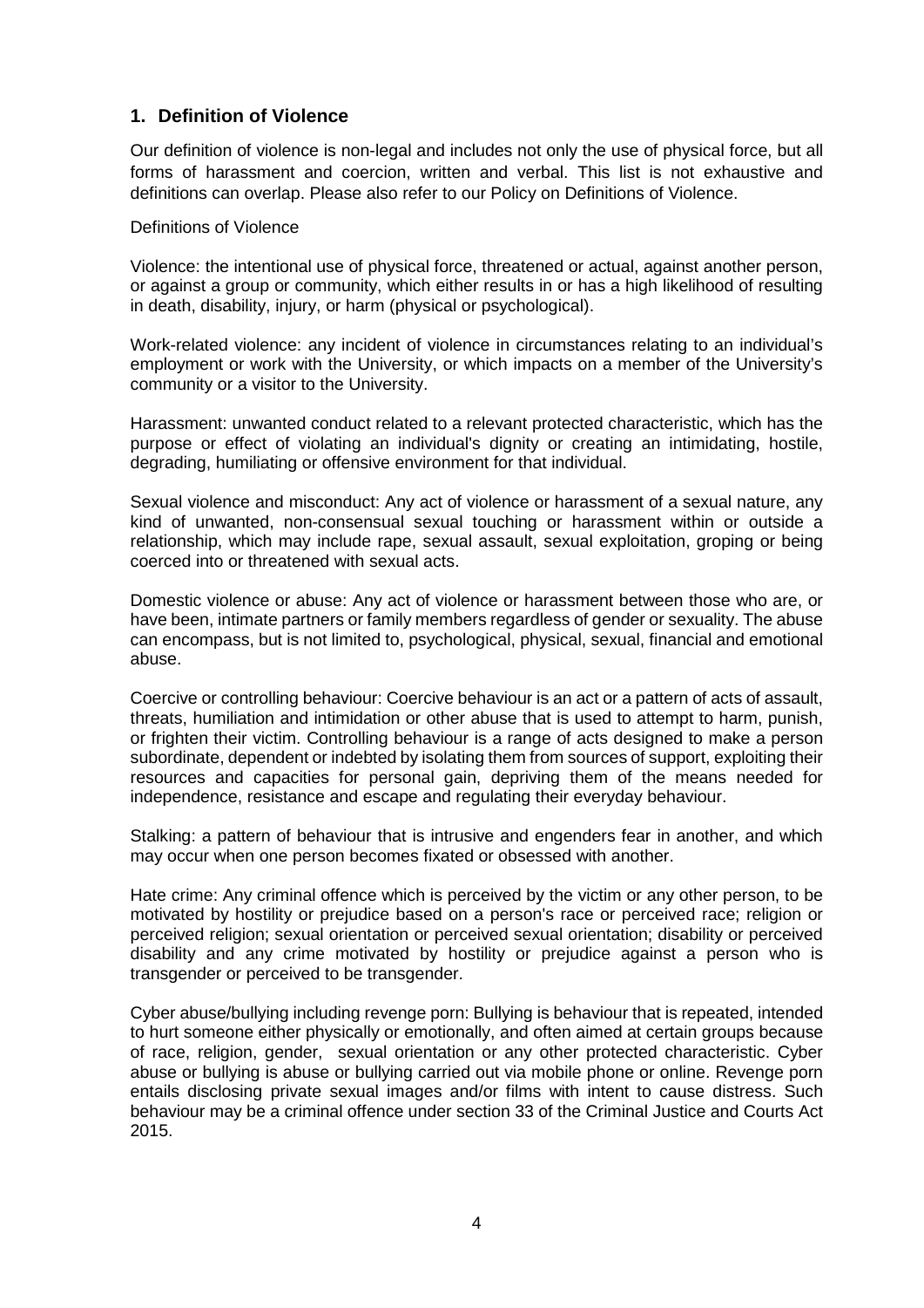## 1. Definition of Violence

Our definition of violence is non-legal and includes not only the use of physical force, but all forms of harassment and coercion, written and verbal. This list is not exhaustive and definitions can overlap. Please also refer to our Policy on Definitions of Violence.

Definitions of Violence

Violence: the intentional use of physical force, threatened or actual, against another person, or against a group or community, which either results in or has a high likelihood of resulting in death, disability, injury, or harm (physical or psychological).

Work-related violence: any incident of violence in circumstances relating to an individual's employment or work with the University, or which impacts on a member of the University's community or a visitor to the University.

Harassment: unwanted conduct related to a relevant protected characteristic, which has the purpose or effect of violating an individual's dignity or creating an intimidating, hostile, degrading, humiliating or offensive environment for that individual.

Sexual violence and misconduct: Any act of violence or harassment of a sexual nature, any kind of unwanted, non-consensual sexual touching or harassment within or outside a relationship, which may include rape, sexual assault, sexual exploitation, groping or being coerced into or threatened with sexual acts.

Domestic violence or abuse: Any act of violence or harassment between those who are, or have been, intimate partners or family members regardless of gender or sexuality. The abuse can encompass, but is not limited to, psychological, physical, sexual, financial and emotional abuse.

Coercive or controlling behaviour: Coercive behaviour is an act or a pattern of acts of assault, threats, humiliation and intimidation or other abuse that is used to attempt to harm, punish, or frighten their victim. Controlling behaviour is a range of acts designed to make a person subordinate, dependent or indebted by isolating them from sources of support, exploiting their resources and capacities for personal gain, depriving them of the means needed for independence, resistance and escape and regulating their everyday behaviour.

Stalking: a pattern of behaviour that is intrusive and engenders fear in another, and which may occur when one person becomes fixated or obsessed with another.

Hate crime: Any criminal offence which is perceived by the victim or any other person, to be motivated by hostility or prejudice based on a person's race or perceived race; religion or perceived religion; sexual orientation or perceived sexual orientation; disability or perceived disability and any crime motivated by hostility or prejudice against a person who is transgender or perceived to be transgender.

Cyber abuse/bullying including revenge porn: Bullying is behaviour that is repeated, intended to hurt someone either physically or emotionally, and often aimed at certain groups because of race, religion, gender, sexual orientation or any other protected characteristic. Cyber abuse or bullying is abuse or bullying carried out via mobile phone or online. Revenge porn entails disclosing private sexual images and/or films with intent to cause distress. Such behaviour may be a criminal offence under section 33 of the Criminal Justice and Courts Act 2015.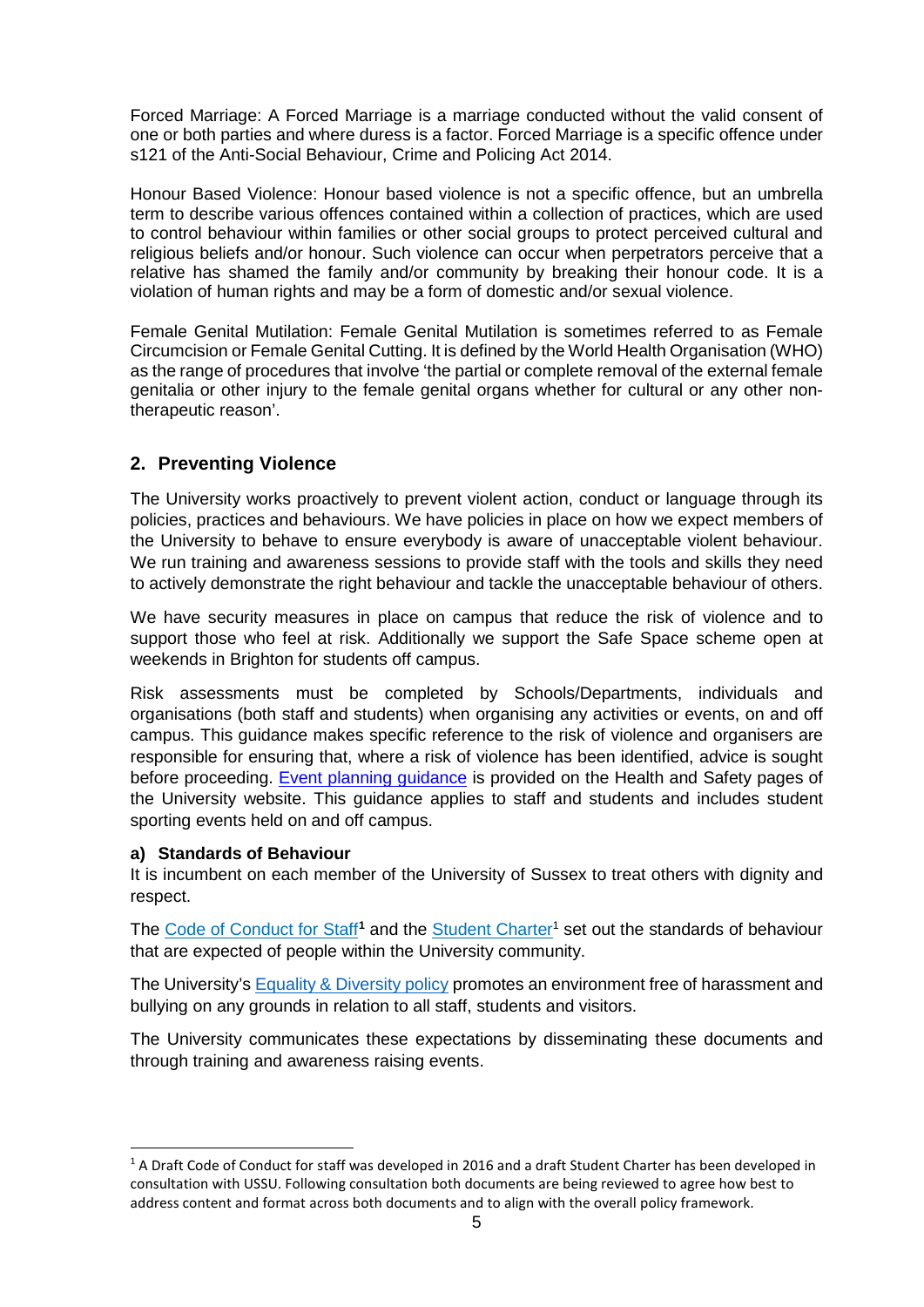Forced Marriage: A Forced Marriage is a marriage conducted without the valid consent of one or both parties and where duress is a factor. Forced Marriage is a specific offence under s121 of the Anti-Social Behaviour, Crime and Policing Act 2014.

Honour Based Violence: Honour based violence is not a specific offence, but an umbrella term to describe various offences contained within a collection of practices, which are used to control behaviour within families or other social groups to protect perceived cultural and religious beliefs and/or honour. Such violence can occur when perpetrators perceive that a relative has shamed the family and/or community by breaking their honour code. It is a violation of human rights and may be a form of domestic and/or sexual violence.

Female Genital Mutilation: Female Genital Mutilation is sometimes referred to as Female Circumcision or Female Genital Cutting. It is defined by the World Health Organisation (WHO) as the range of procedures that involve 'the partial or complete removal of the external female genitalia or other injury to the female genital organs whether for cultural or any other non-therapeutic reason'.

## 2. Preventing Violence

The University works proactively to prevent violent action, conduct or language through its policies, practices and behaviours. We have policies in place on how we expect members of the University to behave to ensure everybody is aware of unacceptable violent behaviour. We run training and awareness sessions to provide staff with the tools and skills they need to actively demonstrate the right behaviour and tackle the unacceptable behaviour of others.

We have security measures in place on campus that reduce the risk of violence and to support those who feel at risk. Additionally we support the Safe Space scheme open at weekends in Brighton for students off campus.

Risk assessments must be completed by Schools/Departments, individuals and organisations (both staff and students) when organising any activities or events, on and off campus. This guidance makes specific reference to the risk of violence and organisers are responsible for ensuring that, where a risk of violence has been identified, advice is sought before proceeding. Event planning guidance is provided on the Health and Safety pages of the University website. This guidance applies to staff and students and includes student sporting events held on and off campus.

### a) Standards of Behaviour

It is incumbent on each member of the University of Sussex to treat others with dignity and respect.

The Code of Conduct for Staff[1] and the Student Charter[1] set out the standards of behaviour that are expected of people within the University community.

The University's Equality & Diversity policy promotes an environment free of harassment and bullying on any grounds in relation to all staff, students and visitors.

The University communicates these expectations by disseminating these documents and through training and awareness raising events.

---

[1] A Draft Code of Conduct for staff was developed in 2016 and a draft Student Charter has been developed in consultation with USSU. Following consultation both documents are being reviewed to agree how best to address content and format across both documents and to align with the overall policy framework.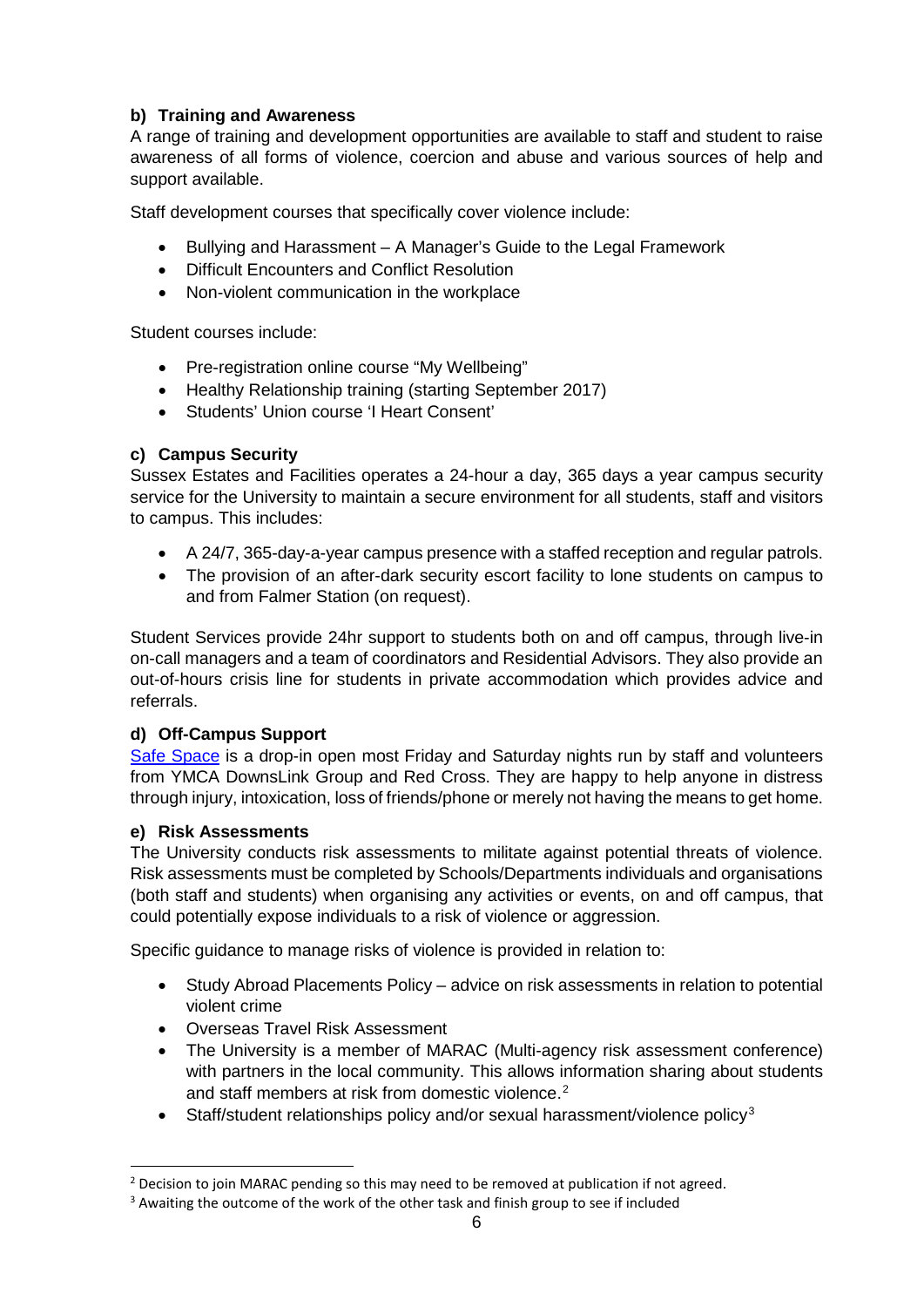### b) Training and Awareness

A range of training and development opportunities are available to staff and student to raise awareness of all forms of violence, coercion and abuse and various sources of help and support available.

Staff development courses that specifically cover violence include:

- Bullying and Harassment – A Manager's Guide to the Legal Framework
- Difficult Encounters and Conflict Resolution
- Non-violent communication in the workplace

Student courses include:

- Pre-registration online course "My Wellbeing"
- Healthy Relationship training (starting September 2017)
- Students' Union course 'I Heart Consent'

### c) Campus Security

Sussex Estates and Facilities operates a 24-hour a day, 365 days a year campus security service for the University to maintain a secure environment for all students, staff and visitors to campus. This includes:

- A 24/7, 365-day-a-year campus presence with a staffed reception and regular patrols.
- The provision of an after-dark security escort facility to lone students on campus to and from Falmer Station (on request).

Student Services provide 24hr support to students both on and off campus, through live-in on-call managers and a team of coordinators and Residential Advisors. They also provide an out-of-hours crisis line for students in private accommodation which provides advice and referrals.

### d) Off-Campus Support

Safe Space is a drop-in open most Friday and Saturday nights run by staff and volunteers from YMCA DownsLink Group and Red Cross. They are happy to help anyone in distress through injury, intoxication, loss of friends/phone or merely not having the means to get home.

### e) Risk Assessments

The University conducts risk assessments to militate against potential threats of violence. Risk assessments must be completed by Schools/Departments individuals and organisations (both staff and students) when organising any activities or events, on and off campus, that could potentially expose individuals to a risk of violence or aggression.

Specific guidance to manage risks of violence is provided in relation to:

- Study Abroad Placements Policy – advice on risk assessments in relation to potential violent crime
- Overseas Travel Risk Assessment
- The University is a member of MARAC (Multi-agency risk assessment conference) with partners in the local community. This allows information sharing about students and staff members at risk from domestic violence.[2]
- Staff/student relationships policy and/or sexual harassment/violence policy[3]

[2] Decision to join MARAC pending so this may need to be removed at publication if not agreed.

[3] Awaiting the outcome of the work of the other task and finish group to see if included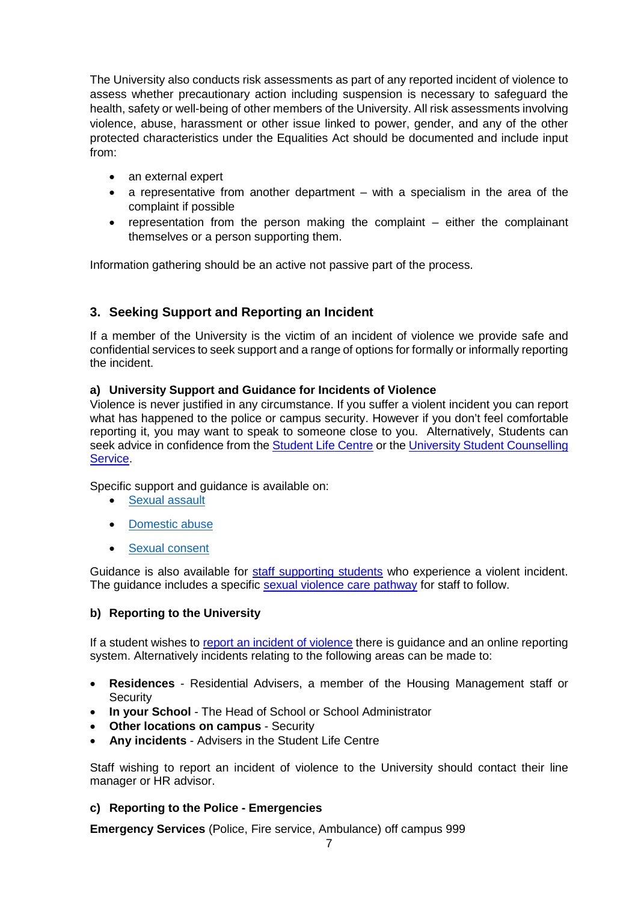The University also conducts risk assessments as part of any reported incident of violence to assess whether precautionary action including suspension is necessary to safeguard the health, safety or well-being of other members of the University. All risk assessments involving violence, abuse, harassment or other issue linked to power, gender, and any of the other protected characteristics under the Equalities Act should be documented and include input from:

- an external expert
- a representative from another department – with a specialism in the area of the complaint if possible
- representation from the person making the complaint – either the complainant themselves or a person supporting them.

Information gathering should be an active not passive part of the process.

## 3. Seeking Support and Reporting an Incident

If a member of the University is the victim of an incident of violence we provide safe and confidential services to seek support and a range of options for formally or informally reporting the incident.

### a) University Support and Guidance for Incidents of Violence

Violence is never justified in any circumstance. If you suffer a violent incident you can report what has happened to the police or campus security. However if you don't feel comfortable reporting it, you may want to speak to someone close to you. Alternatively, Students can seek advice in confidence from the Student Life Centre or the University Student Counselling Service.

Specific support and guidance is available on:

- Sexual assault
- Domestic abuse
- Sexual consent

Guidance is also available for staff supporting students who experience a violent incident. The guidance includes a specific sexual violence care pathway for staff to follow.

### b) Reporting to the University

If a student wishes to report an incident of violence there is guidance and an online reporting system. Alternatively incidents relating to the following areas can be made to:

- **Residences** - Residential Advisers, a member of the Housing Management staff or Security
- **In your School** - The Head of School or School Administrator
- **Other locations on campus** - Security
- **Any incidents** - Advisers in the Student Life Centre

Staff wishing to report an incident of violence to the University should contact their line manager or HR advisor.

### c) Reporting to the Police - Emergencies

**Emergency Services** (Police, Fire service, Ambulance) off campus 999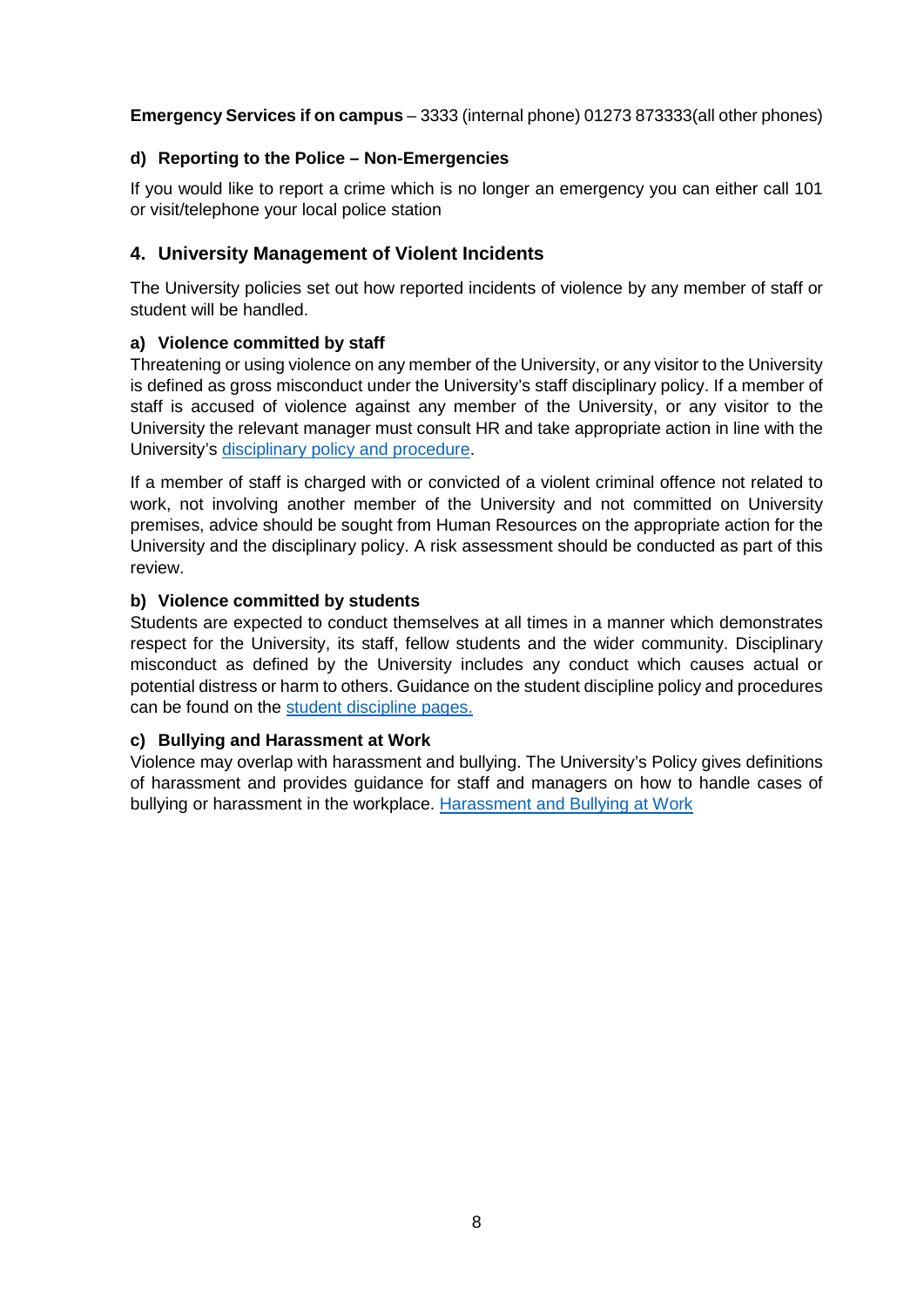**Emergency Services if on campus** – 3333 (internal phone) 01273 873333(all other phones)

### d) Reporting to the Police – Non-Emergencies

If you would like to report a crime which is no longer an emergency you can either call 101 or visit/telephone your local police station

## 4. University Management of Violent Incidents

The University policies set out how reported incidents of violence by any member of staff or student will be handled.

### a) Violence committed by staff

Threatening or using violence on any member of the University, or any visitor to the University is defined as gross misconduct under the University's staff disciplinary policy. If a member of staff is accused of violence against any member of the University, or any visitor to the University the relevant manager must consult HR and take appropriate action in line with the University's disciplinary policy and procedure.

If a member of staff is charged with or convicted of a violent criminal offence not related to work, not involving another member of the University and not committed on University premises, advice should be sought from Human Resources on the appropriate action for the University and the disciplinary policy. A risk assessment should be conducted as part of this review.

### b) Violence committed by students

Students are expected to conduct themselves at all times in a manner which demonstrates respect for the University, its staff, fellow students and the wider community. Disciplinary misconduct as defined by the University includes any conduct which causes actual or potential distress or harm to others. Guidance on the student discipline policy and procedures can be found on the student discipline pages.

### c) Bullying and Harassment at Work

Violence may overlap with harassment and bullying. The University's Policy gives definitions of harassment and provides guidance for staff and managers on how to handle cases of bullying or harassment in the workplace. Harassment and Bullying at Work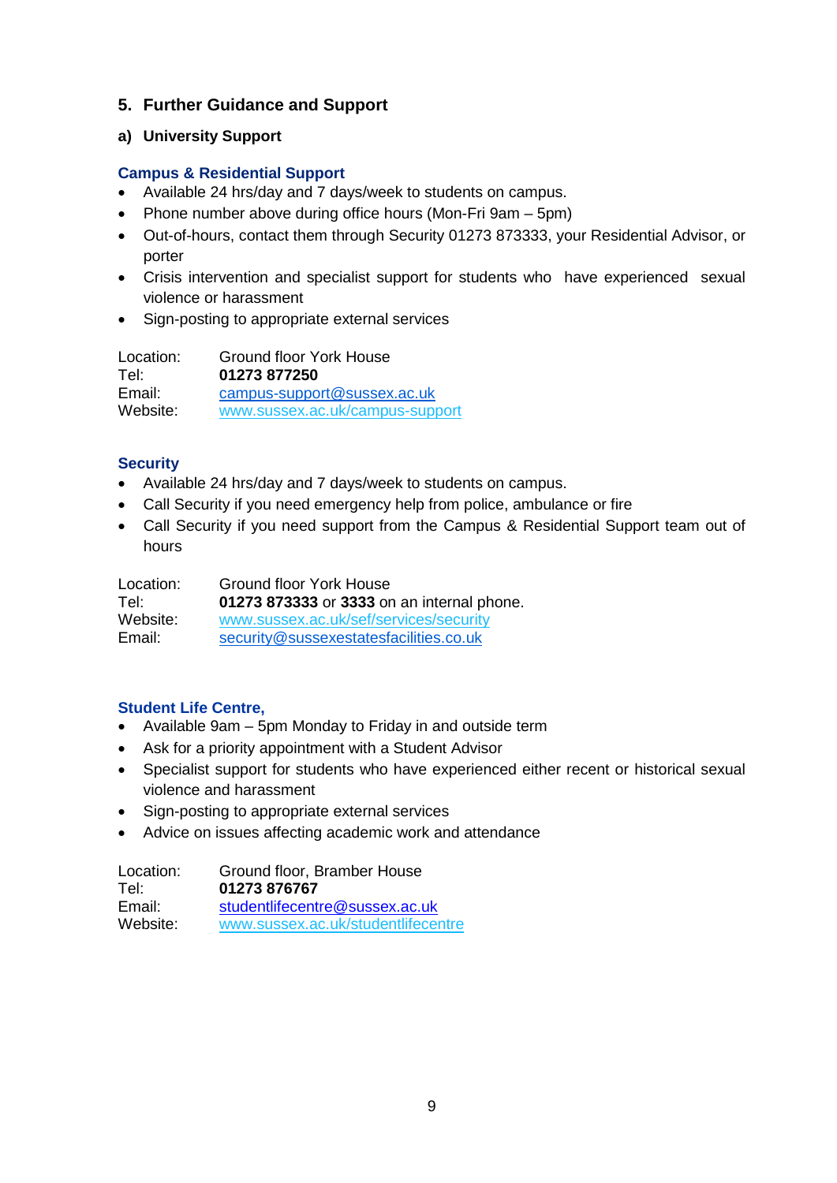## 5. Further Guidance and Support

### a) University Support

#### Campus & Residential Support

- Available 24 hrs/day and 7 days/week to students on campus.
- Phone number above during office hours (Mon-Fri 9am – 5pm)
- Out-of-hours, contact them through Security 01273 873333, your Residential Advisor, or porter
- Crisis intervention and specialist support for students who have experienced sexual violence or harassment
- Sign-posting to appropriate external services

Location: Ground floor York House
Tel: **01273 877250**
Email: campus-support@sussex.ac.uk
Website: www.sussex.ac.uk/campus-support

#### Security

- Available 24 hrs/day and 7 days/week to students on campus.
- Call Security if you need emergency help from police, ambulance or fire
- Call Security if you need support from the Campus & Residential Support team out of hours

Location: Ground floor York House
Tel: **01273 873333** or **3333** on an internal phone.
Website: www.sussex.ac.uk/sef/services/security
Email: security@sussexestatesfacilities.co.uk

#### Student Life Centre,

- Available 9am – 5pm Monday to Friday in and outside term
- Ask for a priority appointment with a Student Advisor
- Specialist support for students who have experienced either recent or historical sexual violence and harassment
- Sign-posting to appropriate external services
- Advice on issues affecting academic work and attendance

Location: Ground floor, Bramber House
Tel: **01273 876767**
Email: studentlifecentre@sussex.ac.uk
Website: www.sussex.ac.uk/studentlifecentre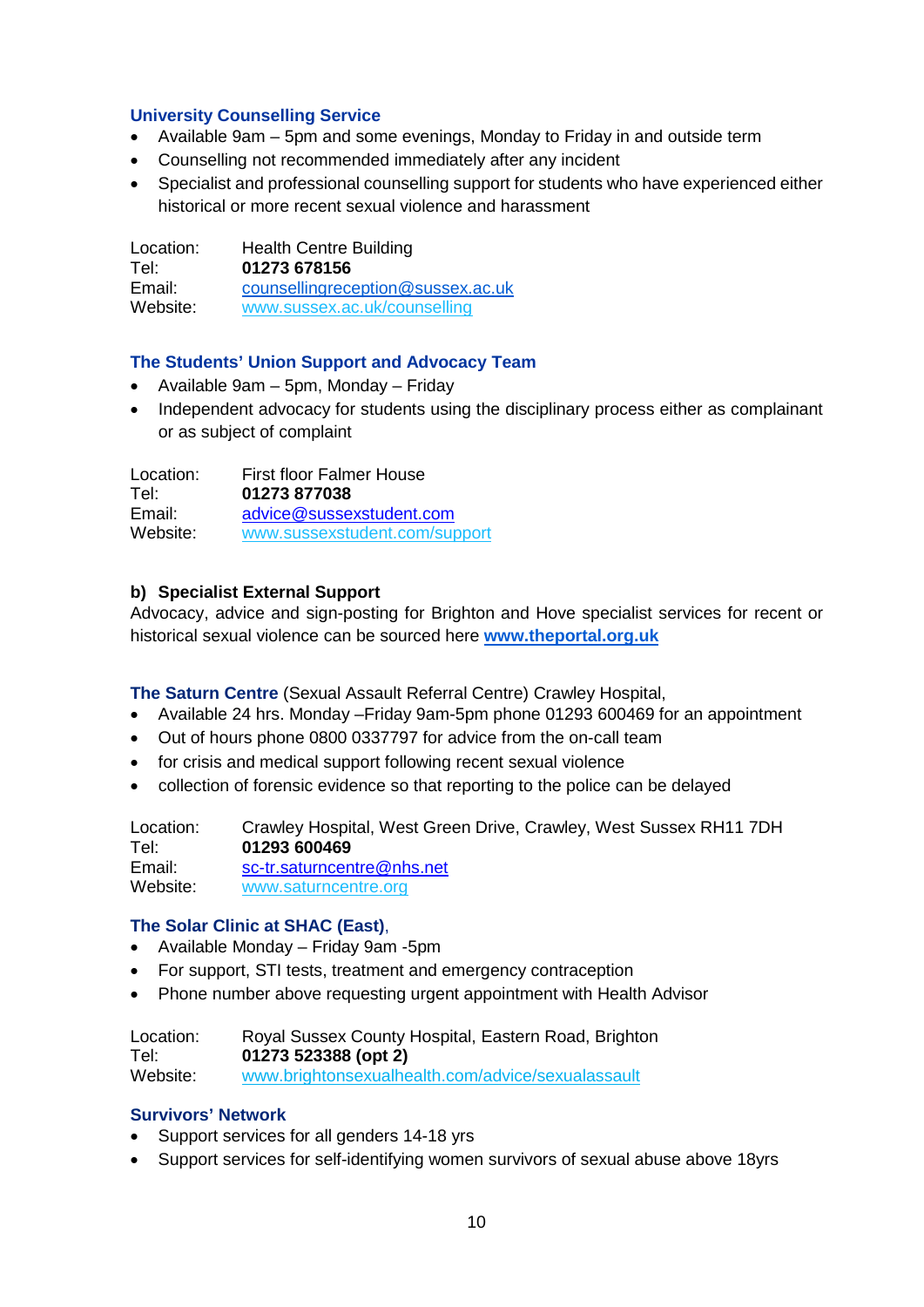### University Counselling Service

- Available 9am – 5pm and some evenings, Monday to Friday in and outside term
- Counselling not recommended immediately after any incident
- Specialist and professional counselling support for students who have experienced either historical or more recent sexual violence and harassment

Location: Health Centre Building
Tel: **01273 678156**
Email: counsellingreception@sussex.ac.uk
Website: www.sussex.ac.uk/counselling

### The Students' Union Support and Advocacy Team

- Available 9am – 5pm, Monday – Friday
- Independent advocacy for students using the disciplinary process either as complainant or as subject of complaint

Location: First floor Falmer House
Tel: **01273 877038**
Email: advice@sussexstudent.com
Website: www.sussexstudent.com/support

### b) Specialist External Support

Advocacy, advice and sign-posting for Brighton and Hove specialist services for recent or historical sexual violence can be sourced here **www.theportal.org.uk**

**The Saturn Centre** (Sexual Assault Referral Centre) Crawley Hospital,

- Available 24 hrs. Monday –Friday 9am-5pm phone 01293 600469 for an appointment
- Out of hours phone 0800 0337797 for advice from the on-call team
- for crisis and medical support following recent sexual violence
- collection of forensic evidence so that reporting to the police can be delayed

Location: Crawley Hospital, West Green Drive, Crawley, West Sussex RH11 7DH
Tel: **01293 600469**
Email: sc-tr.saturncentre@nhs.net
Website: www.saturncentre.org

### The Solar Clinic at SHAC (East),

- Available Monday – Friday 9am -5pm
- For support, STI tests, treatment and emergency contraception
- Phone number above requesting urgent appointment with Health Advisor

Location: Royal Sussex County Hospital, Eastern Road, Brighton
Tel: **01273 523388 (opt 2)**
Website: www.brightonsexualhealth.com/advice/sexualassault

### Survivors' Network

- Support services for all genders 14-18 yrs
- Support services for self-identifying women survivors of sexual abuse above 18yrs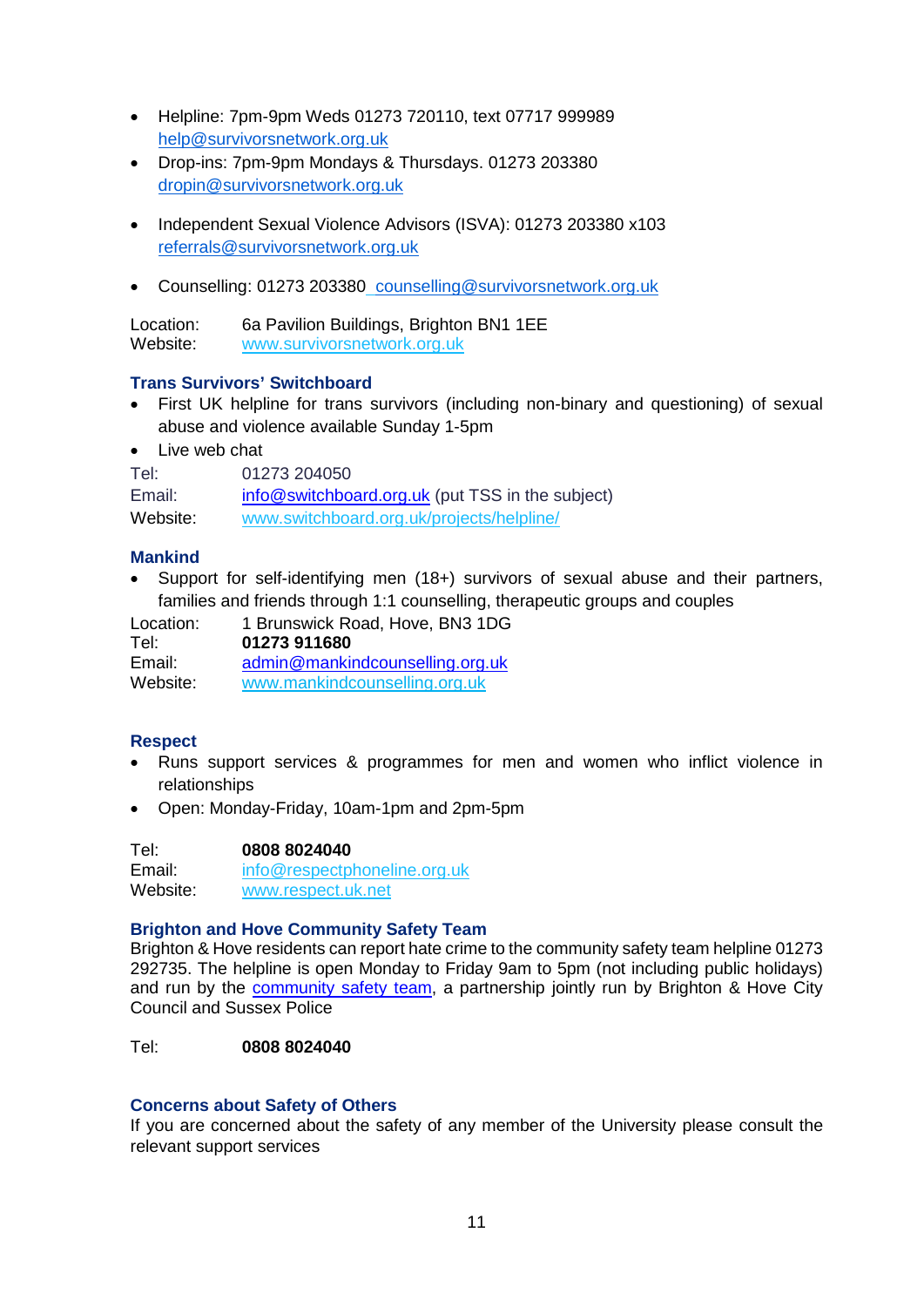- Helpline: 7pm-9pm Weds 01273 720110, text 07717 999989 help@survivorsnetwork.org.uk
- Drop-ins: 7pm-9pm Mondays & Thursdays. 01273 203380 dropin@survivorsnetwork.org.uk
- Independent Sexual Violence Advisors (ISVA): 01273 203380 x103 referrals@survivorsnetwork.org.uk
- Counselling: 01273 203380 counselling@survivorsnetwork.org.uk

Location: 6a Pavilion Buildings, Brighton BN1 1EE
Website: www.survivorsnetwork.org.uk

### Trans Survivors' Switchboard

- First UK helpline for trans survivors (including non-binary and questioning) of sexual abuse and violence available Sunday 1-5pm
- Live web chat

Tel: 01273 204050
Email: info@switchboard.org.uk (put TSS in the subject)
Website: www.switchboard.org.uk/projects/helpline/

### Mankind

- Support for self-identifying men (18+) survivors of sexual abuse and their partners, families and friends through 1:1 counselling, therapeutic groups and couples

Location: 1 Brunswick Road, Hove, BN3 1DG
Tel: **01273 911680**
Email: admin@mankindcounselling.org.uk
Website: www.mankindcounselling.org.uk

### Respect

- Runs support services & programmes for men and women who inflict violence in relationships
- Open: Monday-Friday, 10am-1pm and 2pm-5pm

Tel: **0808 8024040**
Email: info@respectphoneline.org.uk
Website: www.respect.uk.net

### Brighton and Hove Community Safety Team

Brighton & Hove residents can report hate crime to the community safety team helpline 01273 292735. The helpline is open Monday to Friday 9am to 5pm (not including public holidays) and run by the community safety team, a partnership jointly run by Brighton & Hove City Council and Sussex Police

Tel: **0808 8024040**

### Concerns about Safety of Others

If you are concerned about the safety of any member of the University please consult the relevant support services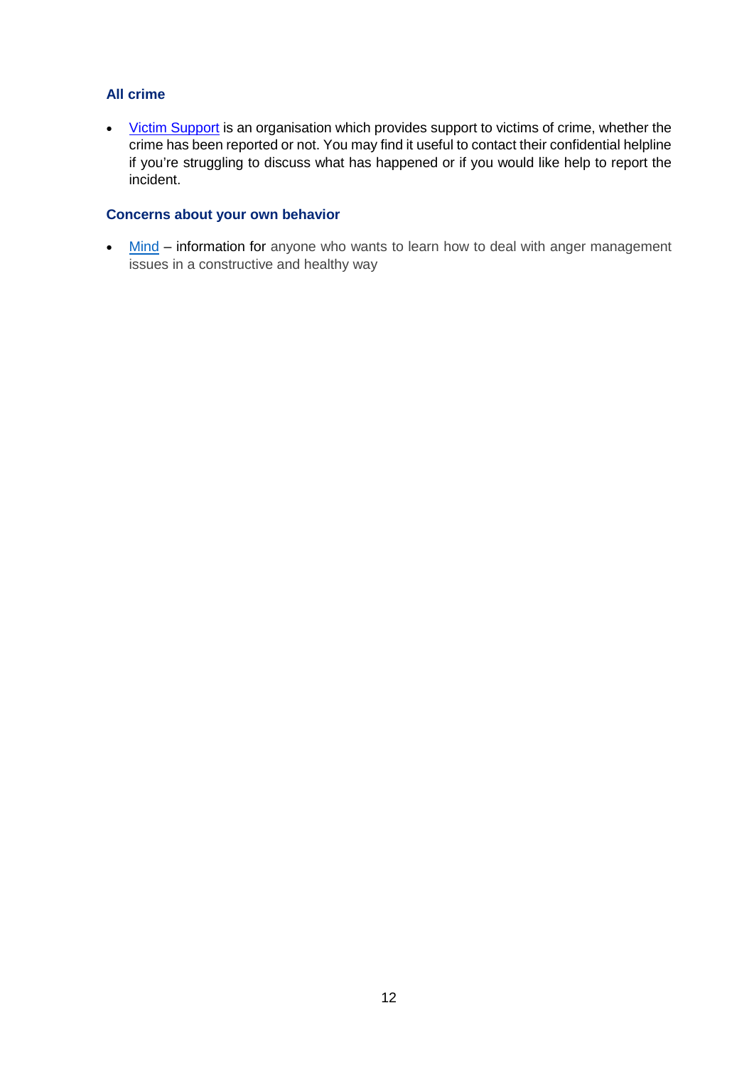### All crime

- Victim Support is an organisation which provides support to victims of crime, whether the crime has been reported or not. You may find it useful to contact their confidential helpline if you're struggling to discuss what has happened or if you would like help to report the incident.

### Concerns about your own behavior

- Mind – information for anyone who wants to learn how to deal with anger management issues in a constructive and healthy way